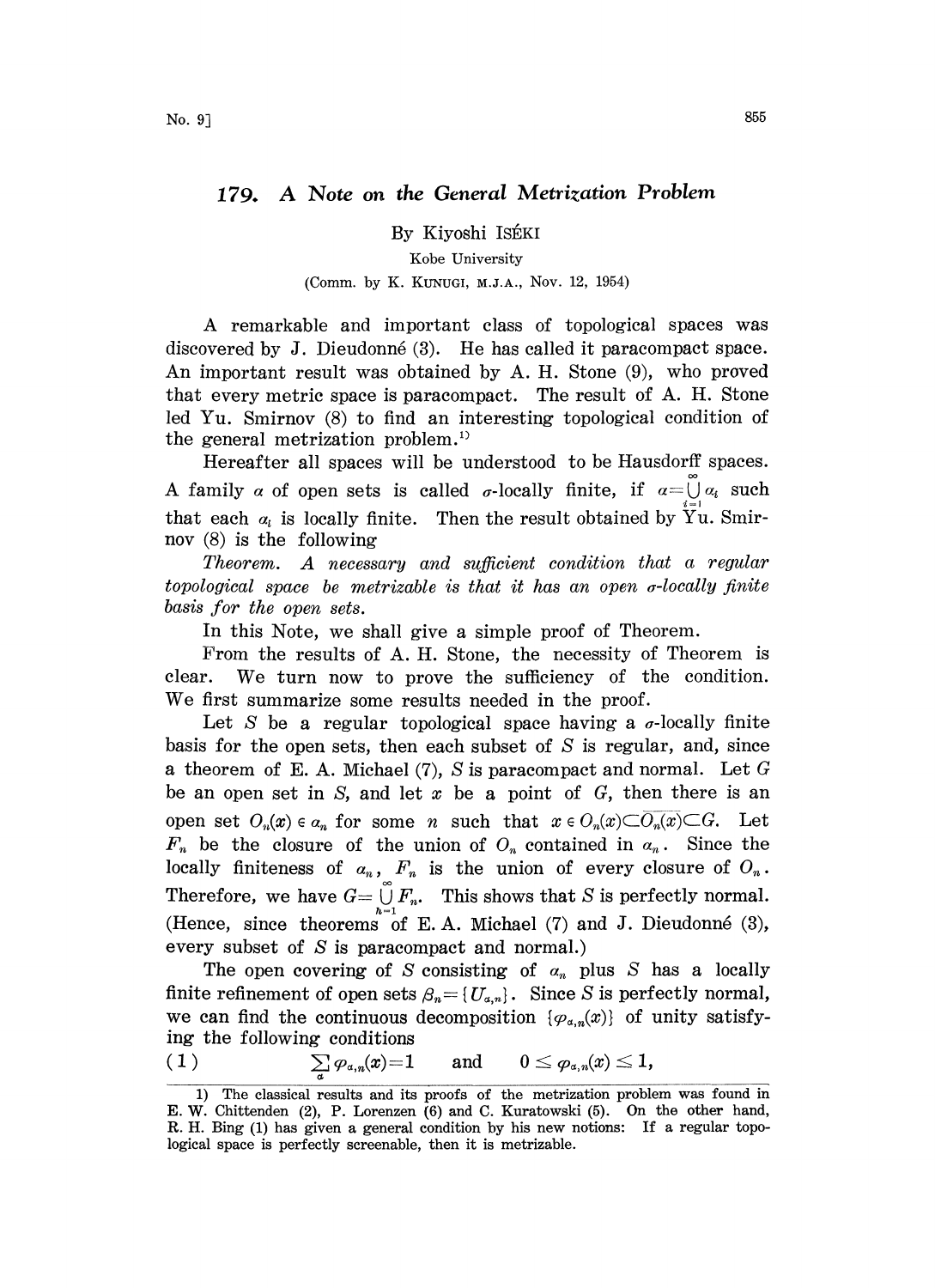# 179. A Note on the General Metrization Problem

By Kiyoshi ISÉKI

Kobe University

(Comm. by K. KUNUGI, M.J.A., Nov. 12, 1954)

A remarkable and important class of topological spaces was discovered by J. Dieudonné (3). He has called it paracompact space. An important result was obtained by A. H. Stone (9), who proved that every metric space is paracompact. The result of A. H. Stone led Yu. Smirnov (8) to find an interesting topological condition of the general metrization problem.[1]

Hereafter all spaces will be understood to be Hausdorff spaces. A family $\alpha$ of open sets is called $\sigma$-locally finite, if $\alpha=\bigcup_{i=1}^{\infty}\alpha_i$ such that each $\alpha_i$ is locally finite. Then the result obtained by Yu. Smirnov (8) is the following

*Theorem. A necessary and sufficient condition that a regular topological space be metrizable is that it has an open $\sigma$-locally finite basis for the open sets.*

In this Note, we shall give a simple proof of Theorem.

From the results of A. H. Stone, the necessity of Theorem is clear. We turn now to prove the sufficiency of the condition. We first summarize some results needed in the proof.

Let $S$ be a regular topological space having a $\sigma$-locally finite basis for the open sets, then each subset of $S$ is regular, and, since a theorem of E. A. Michael (7), $S$ is paracompact and normal. Let $G$ be an open set in $S$, and let $x$ be a point of $G$, then there is an open set $O_n(x)\in\alpha_n$ for some $n$ such that $x\in O_n(x)\subset\overline{O_n(x)}\subset G$. Let $F_n$ be the closure of the union of $O_n$ contained in $\alpha_n$. Since the locally finiteness of $\alpha_n$, $F_n$ is the union of every closure of $O_n$. Therefore, we have $G=\bigcup_{n=1}^{\infty}F_n$. This shows that $S$ is perfectly normal. (Hence, since theorems of E. A. Michael (7) and J. Dieudonné (3), every subset of $S$ is paracompact and normal.)

The open covering of $S$ consisting of $\alpha_n$ plus $S$ has a locally finite refinement of open sets $\beta_n=\{U_{\alpha,n}\}$. Since $S$ is perfectly normal, we can find the continuous decomposition $\{\varphi_{\alpha,n}(x)\}$ of unity satisfying the following conditions

$$(1)\qquad \sum_{\alpha}\varphi_{\alpha,n}(x)=1 \qquad\text{and}\qquad 0\leq\varphi_{\alpha,n}(x)\leq 1,$$

---

[1] The classical results and its proofs of the metrization problem was found in E. W. Chittenden (2), P. Lorenzen (6) and C. Kuratowski (5). On the other hand, R. H. Bing (1) has given a general condition by his new notions: If a regular topological space is perfectly screenable, then it is metrizable.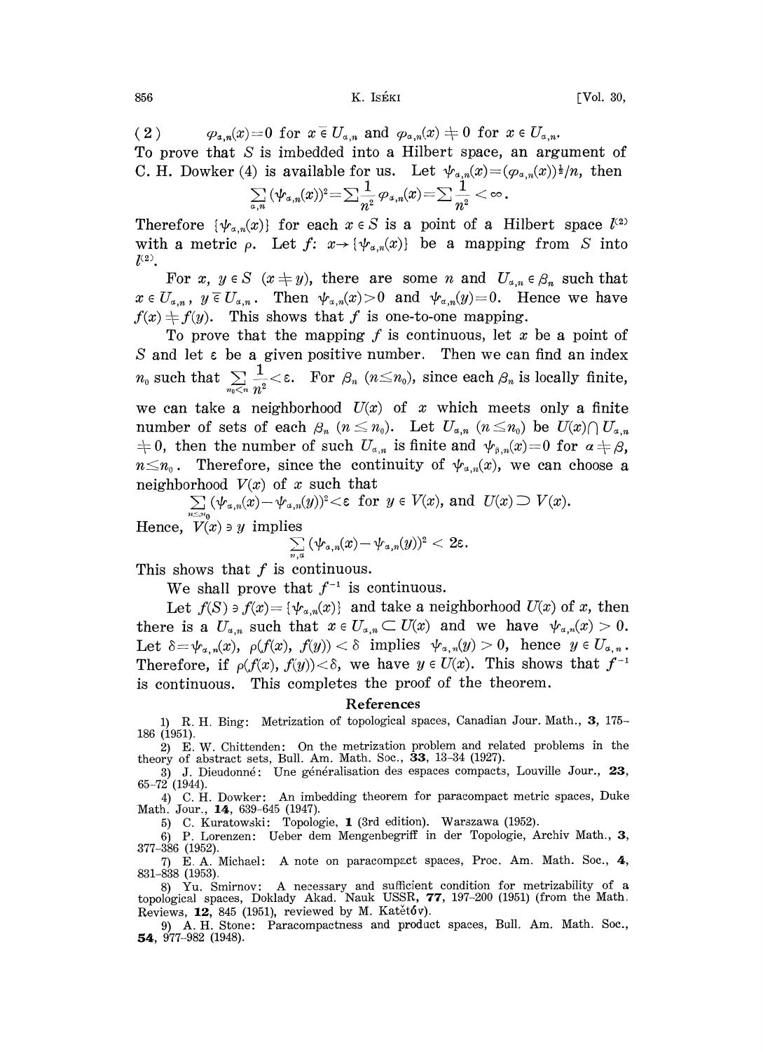(2) $\quad \varphi_{\alpha,n}(x)=0$ for $x \bar{\in} U_{\alpha,n}$ and $\varphi_{\alpha,n}(x) \neq 0$ for $x \in U_{\alpha,n}$.

To prove that $S$ is imbedded into a Hilbert space, an argument of C. H. Dowker (4) is available for us. Let $\psi_{\alpha,n}(x)=(\varphi_{\alpha,n}(x))^{\frac{1}{2}}/n$, then

$$\sum_{\alpha,n} (\psi_{\alpha,n}(x))^2 = \sum \frac{1}{n^2} \varphi_{\alpha,n}(x) = \sum \frac{1}{n^2} < \infty.$$

Therefore $\{\psi_{\alpha,n}(x)\}$ for each $x \in S$ is a point of a Hilbert space $l^{(2)}$ with a metric $\rho$. Let $f$: $x \to \{\psi_{\alpha,n}(x)\}$ be a mapping from $S$ into $l^{(2)}$.

For $x, y \in S$ $(x \neq y)$, there are some $n$ and $U_{\alpha,n} \in \beta_n$ such that $x \in U_{\alpha,n}$, $y \bar{\in} U_{\alpha,n}$. Then $\psi_{\alpha,n}(x)>0$ and $\psi_{\alpha,n}(y)=0$. Hence we have $f(x) \neq f(y)$. This shows that $f$ is one-to-one mapping.

To prove that the mapping $f$ is continuous, let $x$ be a point of $S$ and let $\varepsilon$ be a given positive number. Then we can find an index $n_0$ such that $\sum_{n_0<n} \frac{1}{n^2} < \varepsilon$. For $\beta_n$ $(n \leq n_0)$, since each $\beta_n$ is locally finite, we can take a neighborhood $U(x)$ of $x$ which meets only a finite number of sets of each $\beta_n$ $(n \leq n_0)$. Let $U_{\alpha,n}$ $(n \leq n_0)$ be $U(x) \cap U_{\alpha,n} \neq 0$, then the number of such $U_{\alpha,n}$ is finite and $\psi_{\beta,n}(x)=0$ for $\alpha \neq \beta$, $n \leq n_0$. Therefore, since the continuity of $\psi_{\alpha,n}(x)$, we can choose a neighborhood $V(x)$ of $x$ such that

$$\sum_{n \leq n_0} (\psi_{\alpha,n}(x)-\psi_{\alpha,n}(y))^2 < \varepsilon \text{ for } y \in V(x), \text{ and } U(x) \supset V(x).$$

Hence, $V(x) \ni y$ implies

$$\sum_{n,\alpha} (\psi_{\alpha,n}(x)-\psi_{\alpha,n}(y))^2 < 2\varepsilon.$$

This shows that $f$ is continuous.

We shall prove that $f^{-1}$ is continuous.

Let $f(S) \ni f(x) = \{\psi_{\alpha,n}(x)\}$ and take a neighborhood $U(x)$ of $x$, then there is a $U_{\alpha,n}$ such that $x \in U_{\alpha,n} \subset U(x)$ and we have $\psi_{\alpha,n}(x) > 0$. Let $\delta = \psi_{\alpha,n}(x)$, $\rho(f(x), f(y)) < \delta$ implies $\psi_{\alpha,n}(y) > 0$, hence $y \in U_{\alpha,n}$. Therefore, if $\rho(f(x), f(y)) < \delta$, we have $y \in U(x)$. This shows that $f^{-1}$ is continuous. This completes the proof of the theorem.

## References

1) R. H. Bing: Metrization of topological spaces, Canadian Jour. Math., **3**, 175-186 (1951).

2) E. W. Chittenden: On the metrization problem and related problems in the theory of abstract sets, Bull. Am. Math. Soc., **33**, 13-34 (1927).

3) J. Dieudonné: Une généralisation des espaces compacts, Louville Jour., **23**, 65-72 (1944).

4) C. H. Dowker: An imbedding theorem for paracompact metric spaces, Duke Math. Jour., **14**, 639-645 (1947).

5) C. Kuratowski: Topologie, **1** (3rd edition). Warszawa (1952).

6) P. Lorenzen: Ueber dem Mengenbegriff in der Topologie, Archiv Math., **3**, 377-386 (1952).

7) E. A. Michael: A note on paracompact spaces, Proc. Am. Math. Soc., **4**, 831-838 (1953).

8) Yu. Smirnov: A necessary and sufficient condition for metrizability of a topological spaces, Doklady Akad. Nauk USSR, **77**, 197-200 (1951) (from the Math. Reviews, **12**, 845 (1951), reviewed by M. Katětóv).

9) A. H. Stone: Paracompactness and product spaces, Bull. Am. Math. Soc., **54**, 977-982 (1948).